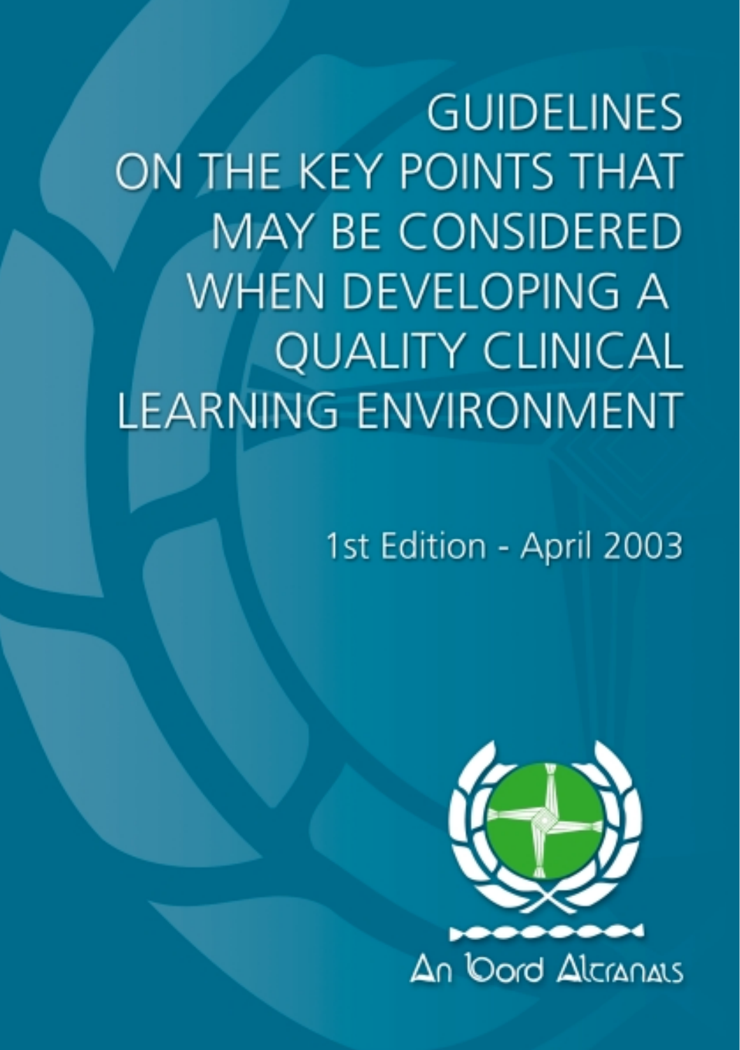# GUIDELINES ON THE KEY POINTS THAT MAY BE CONSIDERED WHEN DEVELOPING A QUALITY CLINICAL LEARNING ENVIRONMENT

1st Edition - April 2003

An Bord Altranais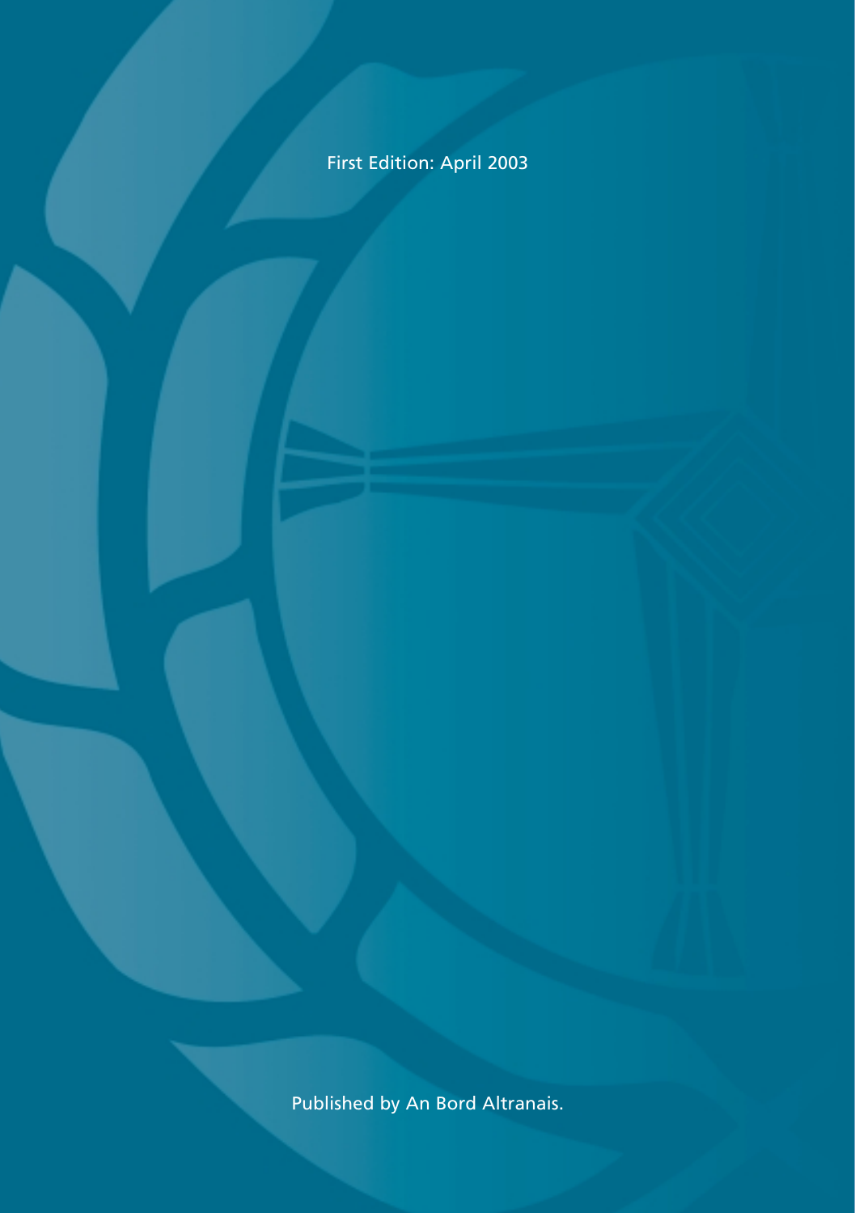First Edition: April 2003

Published by An Bord Altranais.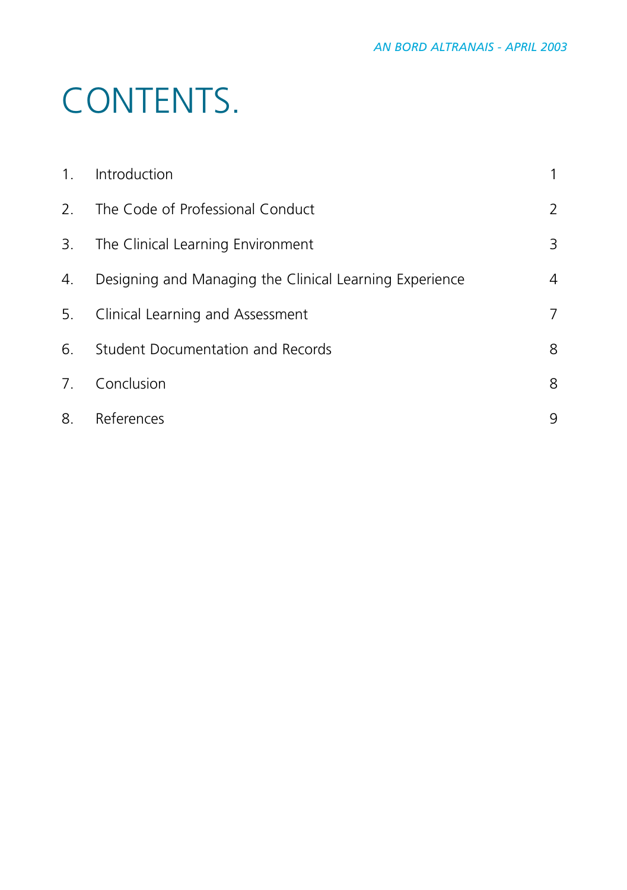# CONTENTS.

| | | |
|---|---|---|
| 1. | Introduction | 1 |
| 2. | The Code of Professional Conduct | 2 |
| 3. | The Clinical Learning Environment | 3 |
| 4. | Designing and Managing the Clinical Learning Experience | 4 |
| 5. | Clinical Learning and Assessment | 7 |
| 6. | Student Documentation and Records | 8 |
| 7. | Conclusion | 8 |
| 8. | References | 9 |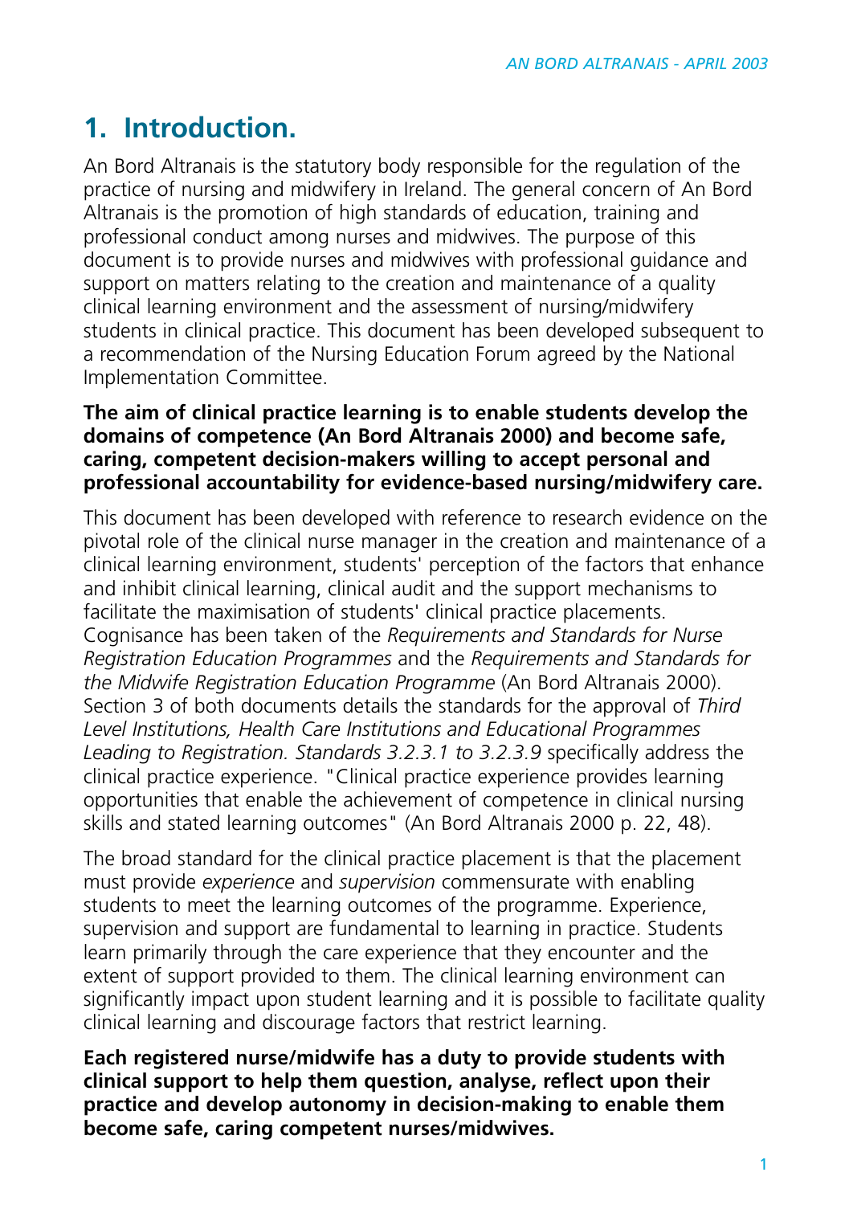# 1. Introduction.

An Bord Altranais is the statutory body responsible for the regulation of the practice of nursing and midwifery in Ireland. The general concern of An Bord Altranais is the promotion of high standards of education, training and professional conduct among nurses and midwives. The purpose of this document is to provide nurses and midwives with professional guidance and support on matters relating to the creation and maintenance of a quality clinical learning environment and the assessment of nursing/midwifery students in clinical practice. This document has been developed subsequent to a recommendation of the Nursing Education Forum agreed by the National Implementation Committee.

**The aim of clinical practice learning is to enable students develop the domains of competence (An Bord Altranais 2000) and become safe, caring, competent decision-makers willing to accept personal and professional accountability for evidence-based nursing/midwifery care.**

This document has been developed with reference to research evidence on the pivotal role of the clinical nurse manager in the creation and maintenance of a clinical learning environment, students' perception of the factors that enhance and inhibit clinical learning, clinical audit and the support mechanisms to facilitate the maximisation of students' clinical practice placements. Cognisance has been taken of the *Requirements and Standards for Nurse Registration Education Programmes* and the *Requirements and Standards for the Midwife Registration Education Programme* (An Bord Altranais 2000). Section 3 of both documents details the standards for the approval of *Third Level Institutions, Health Care Institutions and Educational Programmes Leading to Registration. Standards 3.2.3.1 to 3.2.3.9* specifically address the clinical practice experience. "Clinical practice experience provides learning opportunities that enable the achievement of competence in clinical nursing skills and stated learning outcomes" (An Bord Altranais 2000 p. 22, 48).

The broad standard for the clinical practice placement is that the placement must provide *experience* and *supervision* commensurate with enabling students to meet the learning outcomes of the programme. Experience, supervision and support are fundamental to learning in practice. Students learn primarily through the care experience that they encounter and the extent of support provided to them. The clinical learning environment can significantly impact upon student learning and it is possible to facilitate quality clinical learning and discourage factors that restrict learning.

**Each registered nurse/midwife has a duty to provide students with clinical support to help them question, analyse, reflect upon their practice and develop autonomy in decision-making to enable them become safe, caring competent nurses/midwives.**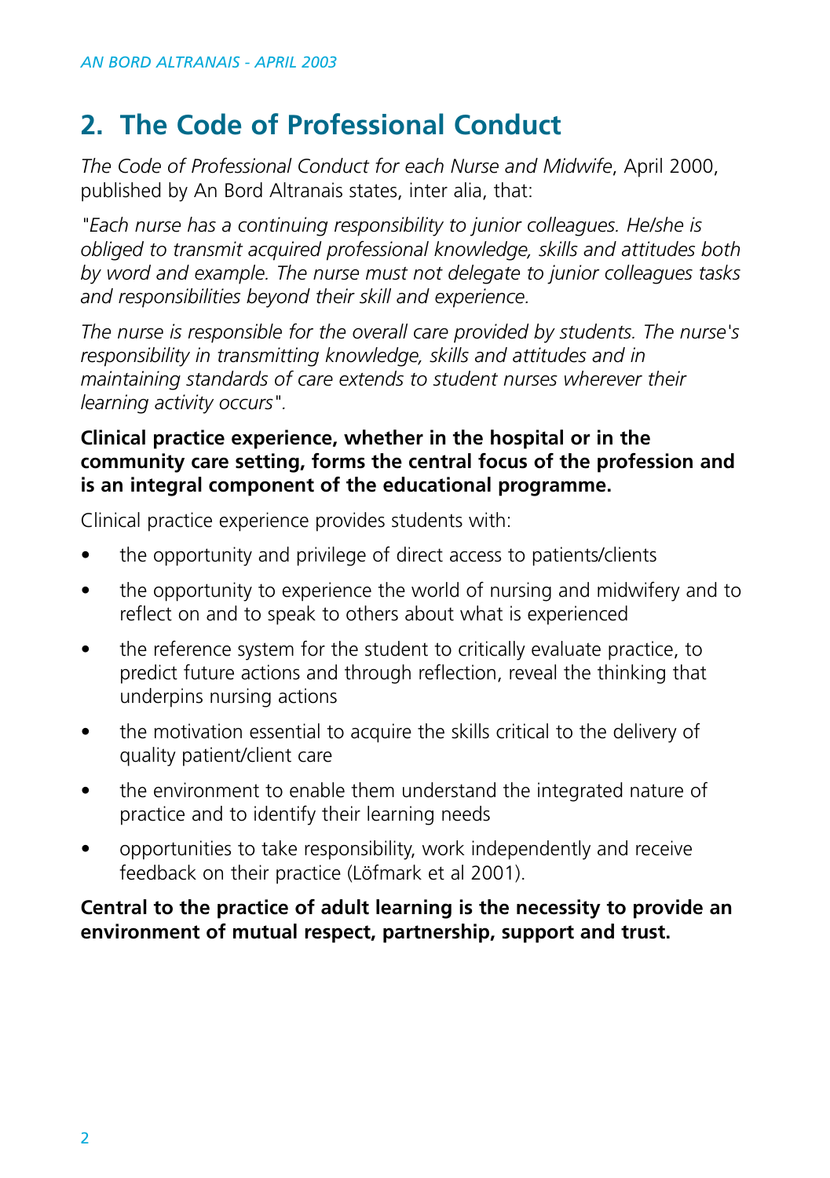## 2. The Code of Professional Conduct

*The Code of Professional Conduct for each Nurse and Midwife*, April 2000, published by An Bord Altranais states, inter alia, that:

*"Each nurse has a continuing responsibility to junior colleagues. He/she is obliged to transmit acquired professional knowledge, skills and attitudes both by word and example. The nurse must not delegate to junior colleagues tasks and responsibilities beyond their skill and experience.*

*The nurse is responsible for the overall care provided by students. The nurse's responsibility in transmitting knowledge, skills and attitudes and in maintaining standards of care extends to student nurses wherever their learning activity occurs".*

**Clinical practice experience, whether in the hospital or in the community care setting, forms the central focus of the profession and is an integral component of the educational programme.**

Clinical practice experience provides students with:

- the opportunity and privilege of direct access to patients/clients
- the opportunity to experience the world of nursing and midwifery and to reflect on and to speak to others about what is experienced
- the reference system for the student to critically evaluate practice, to predict future actions and through reflection, reveal the thinking that underpins nursing actions
- the motivation essential to acquire the skills critical to the delivery of quality patient/client care
- the environment to enable them understand the integrated nature of practice and to identify their learning needs
- opportunities to take responsibility, work independently and receive feedback on their practice (Löfmark et al 2001).

**Central to the practice of adult learning is the necessity to provide an environment of mutual respect, partnership, support and trust.**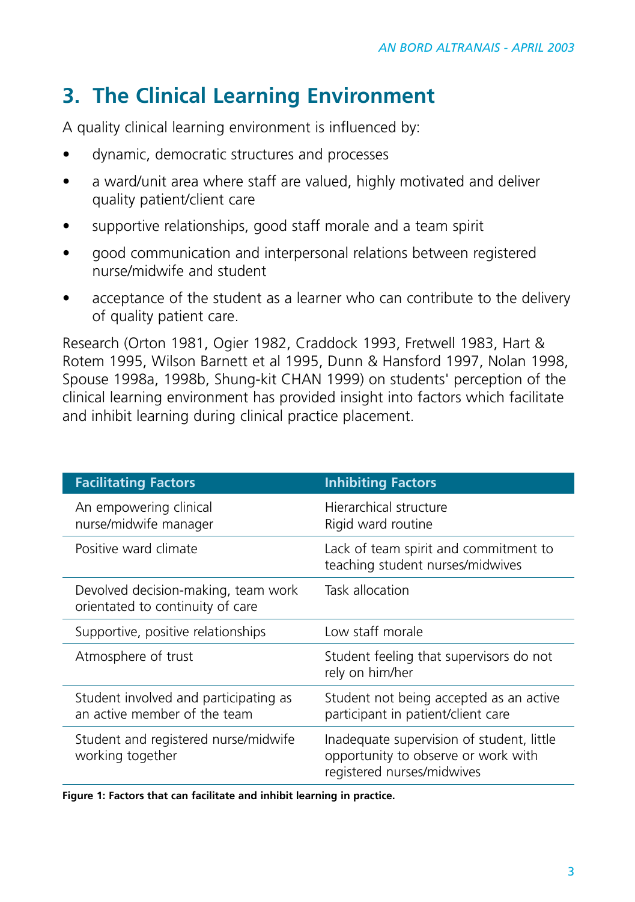## 3. The Clinical Learning Environment

A quality clinical learning environment is influenced by:

- dynamic, democratic structures and processes
- a ward/unit area where staff are valued, highly motivated and deliver quality patient/client care
- supportive relationships, good staff morale and a team spirit
- good communication and interpersonal relations between registered nurse/midwife and student
- acceptance of the student as a learner who can contribute to the delivery of quality patient care.

Research (Orton 1981, Ogier 1982, Craddock 1993, Fretwell 1983, Hart & Rotem 1995, Wilson Barnett et al 1995, Dunn & Hansford 1997, Nolan 1998, Spouse 1998a, 1998b, Shung-kit CHAN 1999) on students' perception of the clinical learning environment has provided insight into factors which facilitate and inhibit learning during clinical practice placement.

| Facilitating Factors | Inhibiting Factors |
|---|---|
| An empowering clinical nurse/midwife manager | Hierarchical structure<br>Rigid ward routine |
| Positive ward climate | Lack of team spirit and commitment to teaching student nurses/midwives |
| Devolved decision-making, team work orientated to continuity of care | Task allocation |
| Supportive, positive relationships | Low staff morale |
| Atmosphere of trust | Student feeling that supervisors do not rely on him/her |
| Student involved and participating as an active member of the team | Student not being accepted as an active participant in patient/client care |
| Student and registered nurse/midwife working together | Inadequate supervision of student, little opportunity to observe or work with registered nurses/midwives |

**Figure 1: Factors that can facilitate and inhibit learning in practice.**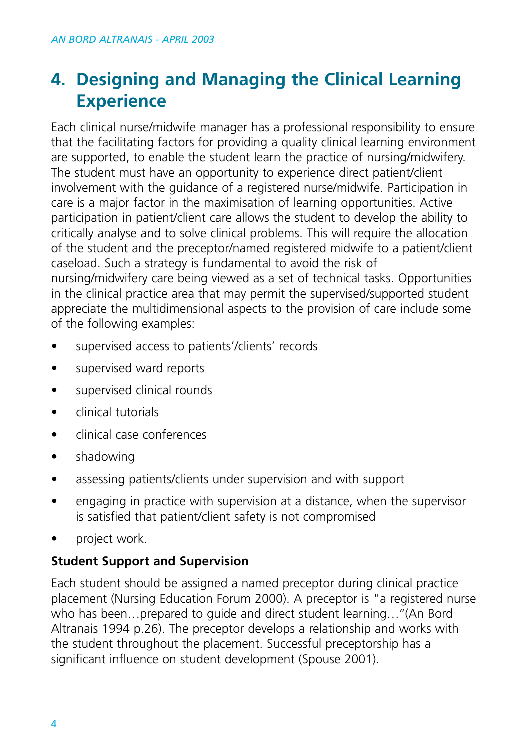## 4. Designing and Managing the Clinical Learning Experience

Each clinical nurse/midwife manager has a professional responsibility to ensure that the facilitating factors for providing a quality clinical learning environment are supported, to enable the student learn the practice of nursing/midwifery. The student must have an opportunity to experience direct patient/client involvement with the guidance of a registered nurse/midwife. Participation in care is a major factor in the maximisation of learning opportunities. Active participation in patient/client care allows the student to develop the ability to critically analyse and to solve clinical problems. This will require the allocation of the student and the preceptor/named registered midwife to a patient/client caseload. Such a strategy is fundamental to avoid the risk of nursing/midwifery care being viewed as a set of technical tasks. Opportunities in the clinical practice area that may permit the supervised/supported student appreciate the multidimensional aspects to the provision of care include some of the following examples:

- supervised access to patients'/clients' records
- supervised ward reports
- supervised clinical rounds
- clinical tutorials
- clinical case conferences
- shadowing
- assessing patients/clients under supervision and with support
- engaging in practice with supervision at a distance, when the supervisor is satisfied that patient/client safety is not compromised
- project work.

**Student Support and Supervision**

Each student should be assigned a named preceptor during clinical practice placement (Nursing Education Forum 2000). A preceptor is "a registered nurse who has been…prepared to guide and direct student learning…"(An Bord Altranais 1994 p.26). The preceptor develops a relationship and works with the student throughout the placement. Successful preceptorship has a significant influence on student development (Spouse 2001).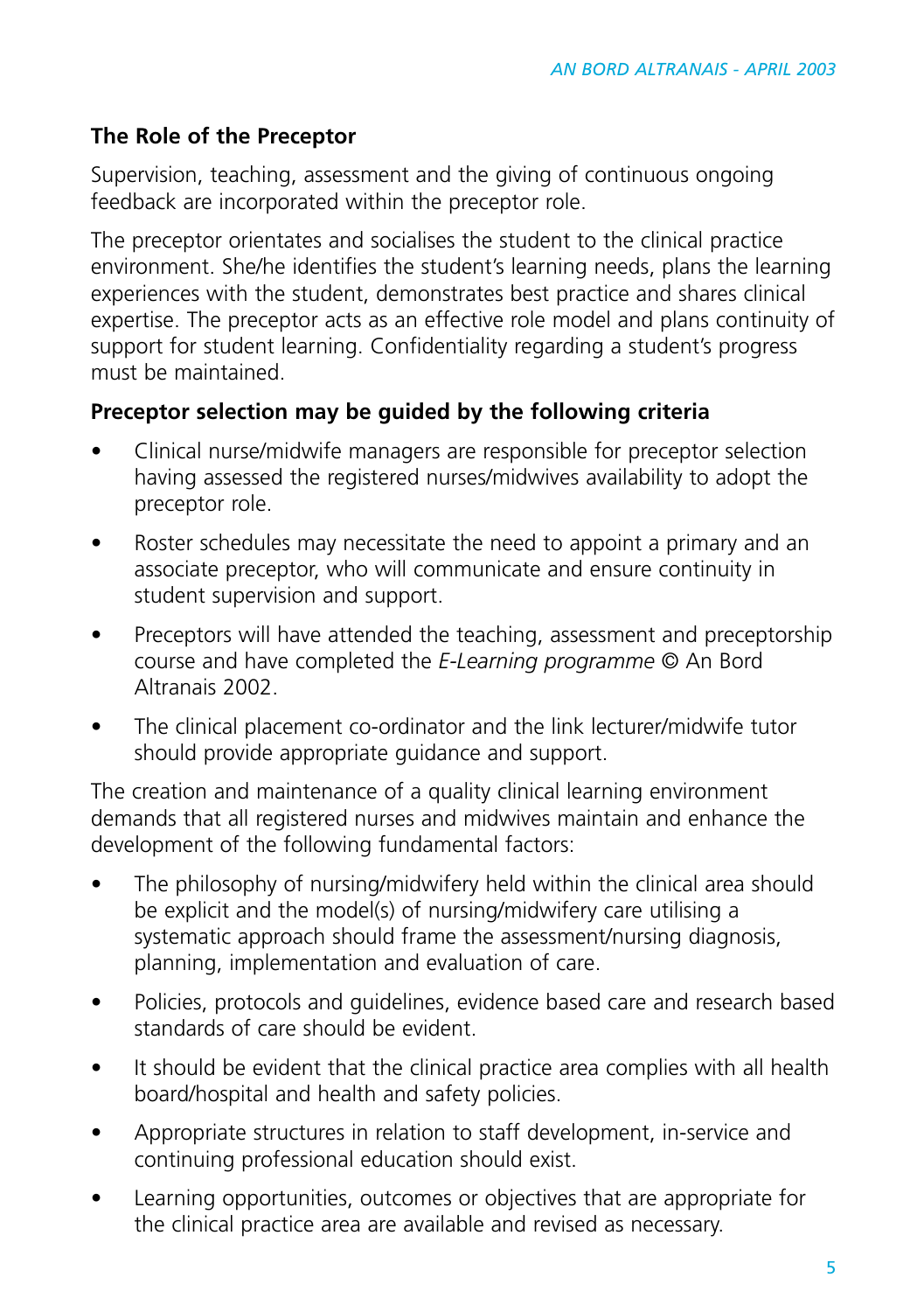## The Role of the Preceptor

Supervision, teaching, assessment and the giving of continuous ongoing feedback are incorporated within the preceptor role.

The preceptor orientates and socialises the student to the clinical practice environment. She/he identifies the student's learning needs, plans the learning experiences with the student, demonstrates best practice and shares clinical expertise. The preceptor acts as an effective role model and plans continuity of support for student learning. Confidentiality regarding a student's progress must be maintained.

### Preceptor selection may be guided by the following criteria

- Clinical nurse/midwife managers are responsible for preceptor selection having assessed the registered nurses/midwives availability to adopt the preceptor role.
- Roster schedules may necessitate the need to appoint a primary and an associate preceptor, who will communicate and ensure continuity in student supervision and support.
- Preceptors will have attended the teaching, assessment and preceptorship course and have completed the *E-Learning programme* © An Bord Altranais 2002.
- The clinical placement co-ordinator and the link lecturer/midwife tutor should provide appropriate guidance and support.

The creation and maintenance of a quality clinical learning environment demands that all registered nurses and midwives maintain and enhance the development of the following fundamental factors:

- The philosophy of nursing/midwifery held within the clinical area should be explicit and the model(s) of nursing/midwifery care utilising a systematic approach should frame the assessment/nursing diagnosis, planning, implementation and evaluation of care.
- Policies, protocols and guidelines, evidence based care and research based standards of care should be evident.
- It should be evident that the clinical practice area complies with all health board/hospital and health and safety policies.
- Appropriate structures in relation to staff development, in-service and continuing professional education should exist.
- Learning opportunities, outcomes or objectives that are appropriate for the clinical practice area are available and revised as necessary.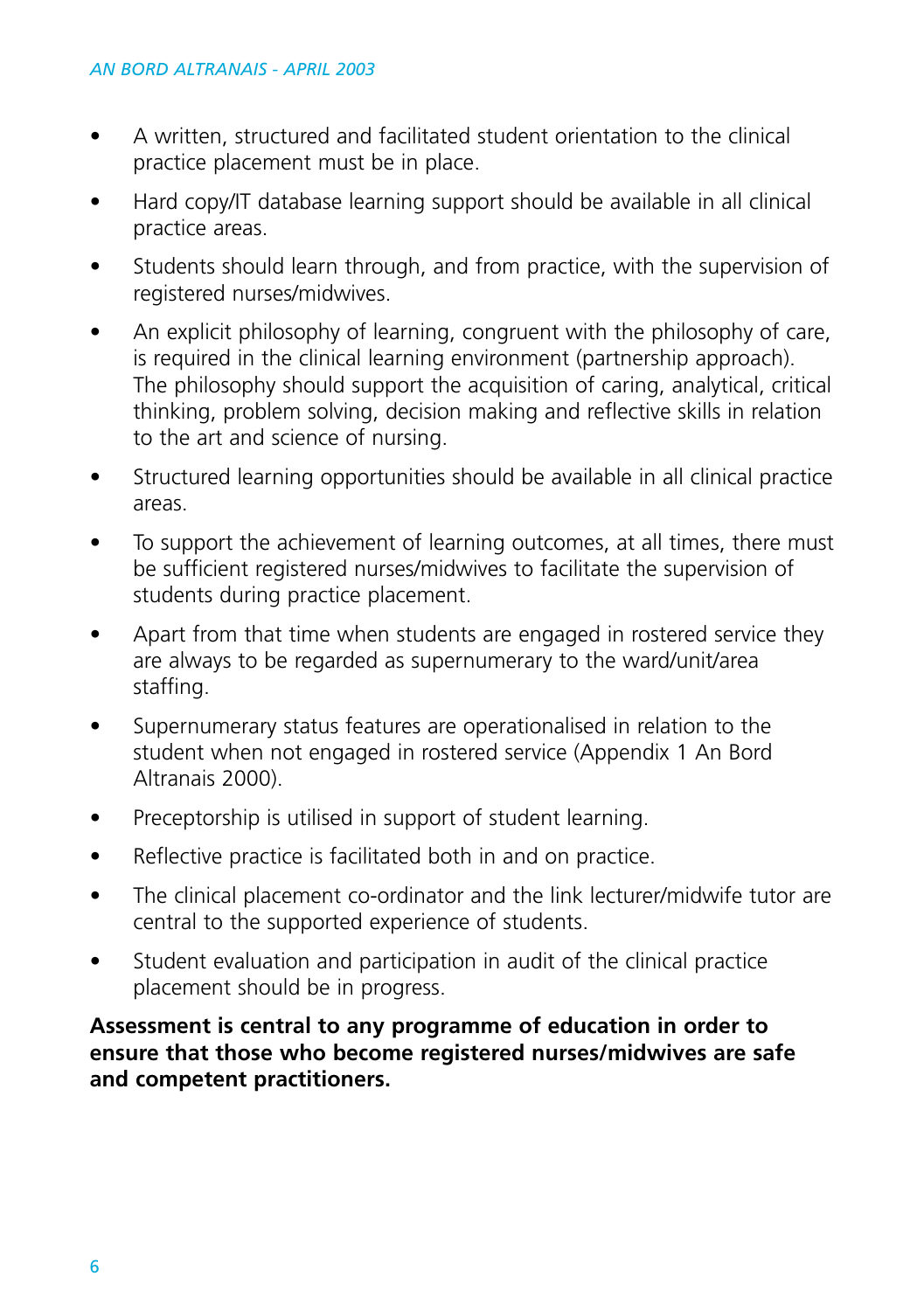- A written, structured and facilitated student orientation to the clinical practice placement must be in place.
- Hard copy/IT database learning support should be available in all clinical practice areas.
- Students should learn through, and from practice, with the supervision of registered nurses/midwives.
- An explicit philosophy of learning, congruent with the philosophy of care, is required in the clinical learning environment (partnership approach). The philosophy should support the acquisition of caring, analytical, critical thinking, problem solving, decision making and reflective skills in relation to the art and science of nursing.
- Structured learning opportunities should be available in all clinical practice areas.
- To support the achievement of learning outcomes, at all times, there must be sufficient registered nurses/midwives to facilitate the supervision of students during practice placement.
- Apart from that time when students are engaged in rostered service they are always to be regarded as supernumerary to the ward/unit/area staffing.
- Supernumerary status features are operationalised in relation to the student when not engaged in rostered service (Appendix 1 An Bord Altranais 2000).
- Preceptorship is utilised in support of student learning.
- Reflective practice is facilitated both in and on practice.
- The clinical placement co-ordinator and the link lecturer/midwife tutor are central to the supported experience of students.
- Student evaluation and participation in audit of the clinical practice placement should be in progress.

**Assessment is central to any programme of education in order to ensure that those who become registered nurses/midwives are safe and competent practitioners.**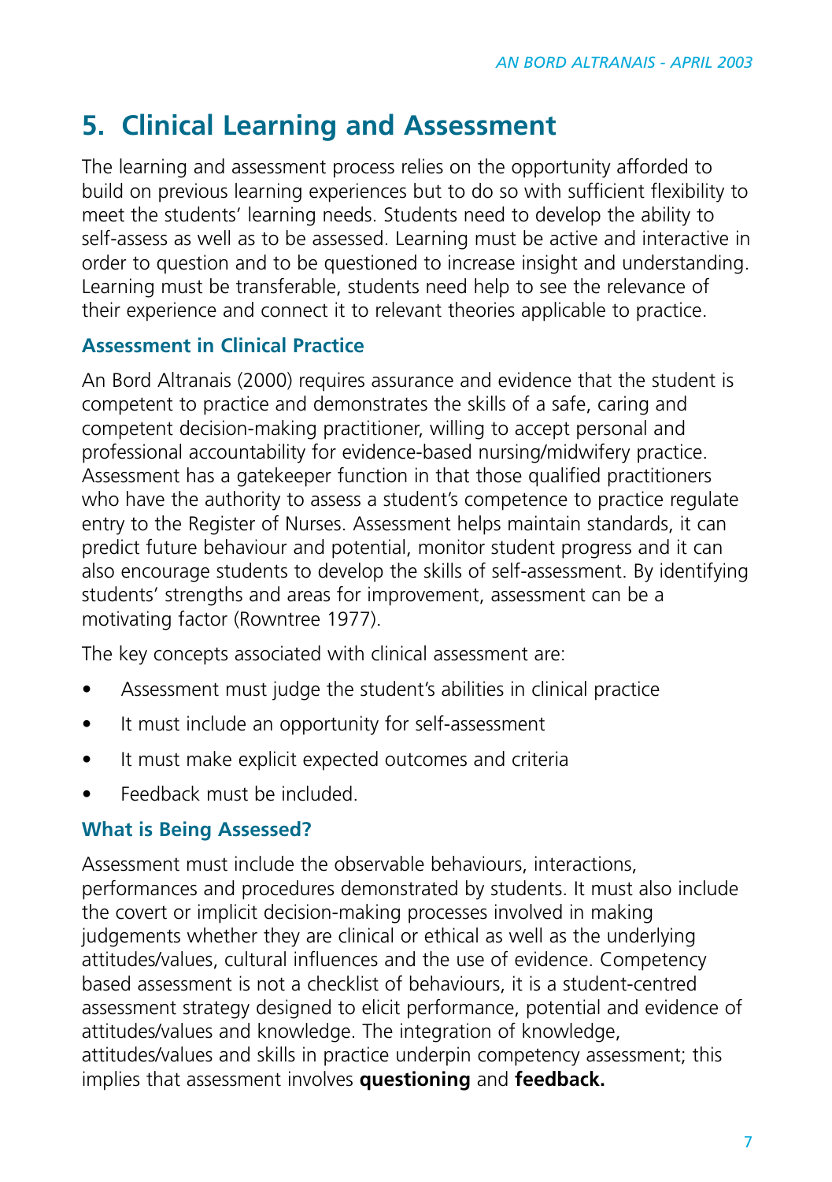## 5. Clinical Learning and Assessment

The learning and assessment process relies on the opportunity afforded to build on previous learning experiences but to do so with sufficient flexibility to meet the students' learning needs. Students need to develop the ability to self-assess as well as to be assessed. Learning must be active and interactive in order to question and to be questioned to increase insight and understanding. Learning must be transferable, students need help to see the relevance of their experience and connect it to relevant theories applicable to practice.

### Assessment in Clinical Practice

An Bord Altranais (2000) requires assurance and evidence that the student is competent to practice and demonstrates the skills of a safe, caring and competent decision-making practitioner, willing to accept personal and professional accountability for evidence-based nursing/midwifery practice. Assessment has a gatekeeper function in that those qualified practitioners who have the authority to assess a student's competence to practice regulate entry to the Register of Nurses. Assessment helps maintain standards, it can predict future behaviour and potential, monitor student progress and it can also encourage students to develop the skills of self-assessment. By identifying students' strengths and areas for improvement, assessment can be a motivating factor (Rowntree 1977).

The key concepts associated with clinical assessment are:

- Assessment must judge the student's abilities in clinical practice
- It must include an opportunity for self-assessment
- It must make explicit expected outcomes and criteria
- Feedback must be included.

### What is Being Assessed?

Assessment must include the observable behaviours, interactions, performances and procedures demonstrated by students. It must also include the covert or implicit decision-making processes involved in making judgements whether they are clinical or ethical as well as the underlying attitudes/values, cultural influences and the use of evidence. Competency based assessment is not a checklist of behaviours, it is a student-centred assessment strategy designed to elicit performance, potential and evidence of attitudes/values and knowledge. The integration of knowledge, attitudes/values and skills in practice underpin competency assessment; this implies that assessment involves **questioning** and **feedback.**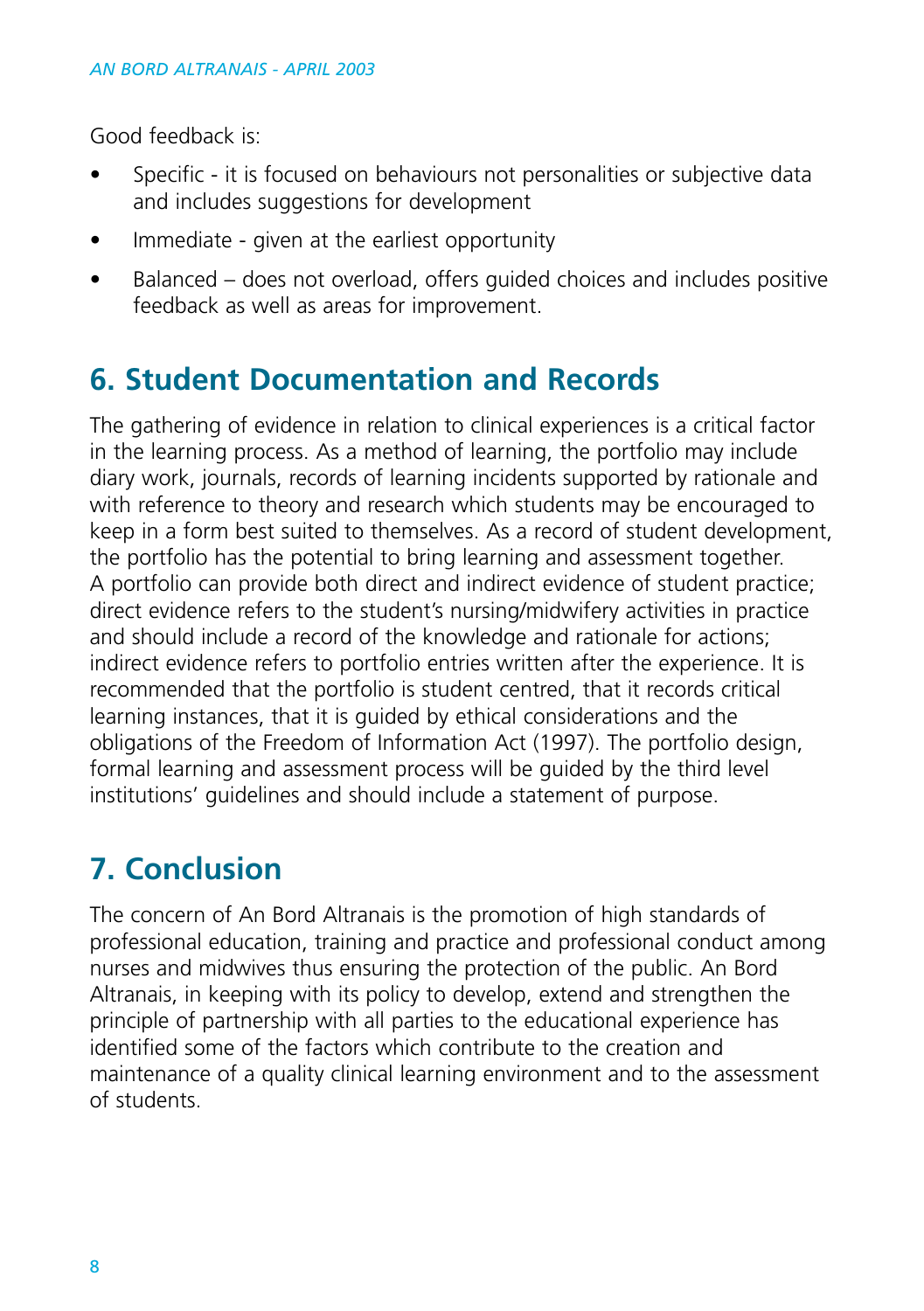Good feedback is:

- Specific - it is focused on behaviours not personalities or subjective data and includes suggestions for development
- Immediate - given at the earliest opportunity
- Balanced – does not overload, offers guided choices and includes positive feedback as well as areas for improvement.

## 6. Student Documentation and Records

The gathering of evidence in relation to clinical experiences is a critical factor in the learning process. As a method of learning, the portfolio may include diary work, journals, records of learning incidents supported by rationale and with reference to theory and research which students may be encouraged to keep in a form best suited to themselves. As a record of student development, the portfolio has the potential to bring learning and assessment together. A portfolio can provide both direct and indirect evidence of student practice; direct evidence refers to the student's nursing/midwifery activities in practice and should include a record of the knowledge and rationale for actions; indirect evidence refers to portfolio entries written after the experience. It is recommended that the portfolio is student centred, that it records critical learning instances, that it is guided by ethical considerations and the obligations of the Freedom of Information Act (1997). The portfolio design, formal learning and assessment process will be guided by the third level institutions' guidelines and should include a statement of purpose.

## 7. Conclusion

The concern of An Bord Altranais is the promotion of high standards of professional education, training and practice and professional conduct among nurses and midwives thus ensuring the protection of the public. An Bord Altranais, in keeping with its policy to develop, extend and strengthen the principle of partnership with all parties to the educational experience has identified some of the factors which contribute to the creation and maintenance of a quality clinical learning environment and to the assessment of students.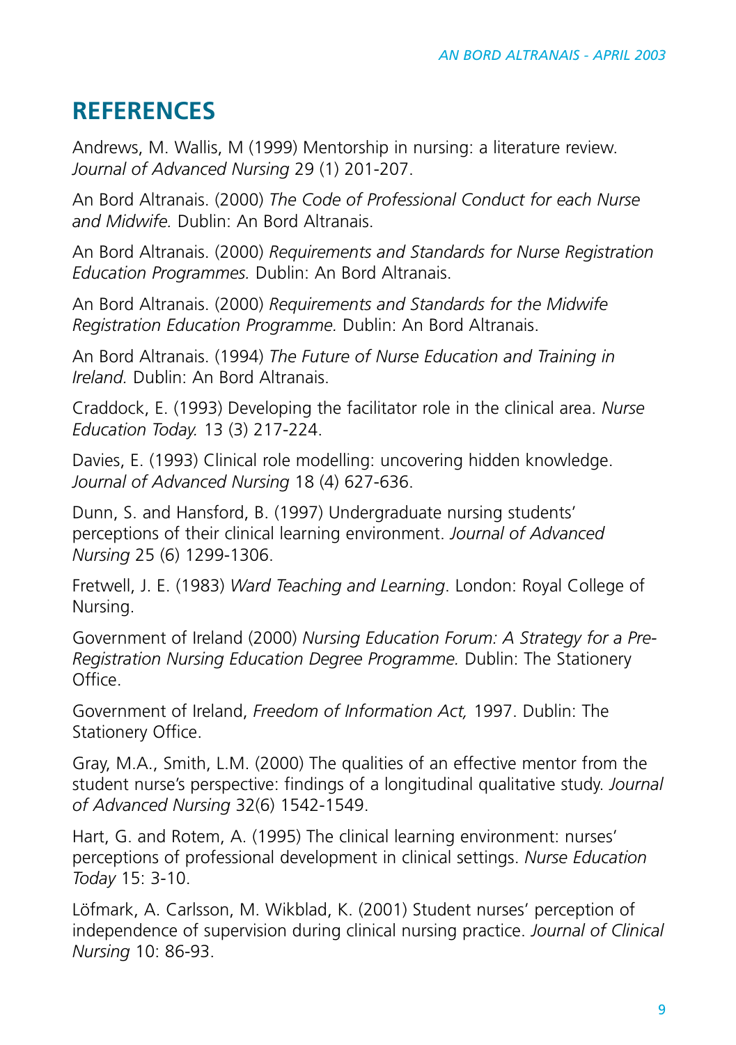## REFERENCES

Andrews, M. Wallis, M (1999) Mentorship in nursing: a literature review. *Journal of Advanced Nursing* 29 (1) 201-207.

An Bord Altranais. (2000) *The Code of Professional Conduct for each Nurse and Midwife.* Dublin: An Bord Altranais.

An Bord Altranais. (2000) *Requirements and Standards for Nurse Registration Education Programmes.* Dublin: An Bord Altranais.

An Bord Altranais. (2000) *Requirements and Standards for the Midwife Registration Education Programme.* Dublin: An Bord Altranais.

An Bord Altranais. (1994) *The Future of Nurse Education and Training in Ireland.* Dublin: An Bord Altranais.

Craddock, E. (1993) Developing the facilitator role in the clinical area. *Nurse Education Today.* 13 (3) 217-224.

Davies, E. (1993) Clinical role modelling: uncovering hidden knowledge. *Journal of Advanced Nursing* 18 (4) 627-636.

Dunn, S. and Hansford, B. (1997) Undergraduate nursing students' perceptions of their clinical learning environment. *Journal of Advanced Nursing* 25 (6) 1299-1306.

Fretwell, J. E. (1983) *Ward Teaching and Learning*. London: Royal College of Nursing.

Government of Ireland (2000) *Nursing Education Forum: A Strategy for a Pre-Registration Nursing Education Degree Programme.* Dublin: The Stationery Office.

Government of Ireland, *Freedom of Information Act,* 1997. Dublin: The Stationery Office.

Gray, M.A., Smith, L.M. (2000) The qualities of an effective mentor from the student nurse's perspective: findings of a longitudinal qualitative study. *Journal of Advanced Nursing* 32(6) 1542-1549.

Hart, G. and Rotem, A. (1995) The clinical learning environment: nurses' perceptions of professional development in clinical settings. *Nurse Education Today* 15: 3-10.

Löfmark, A. Carlsson, M. Wikblad, K. (2001) Student nurses' perception of independence of supervision during clinical nursing practice. *Journal of Clinical Nursing* 10: 86-93.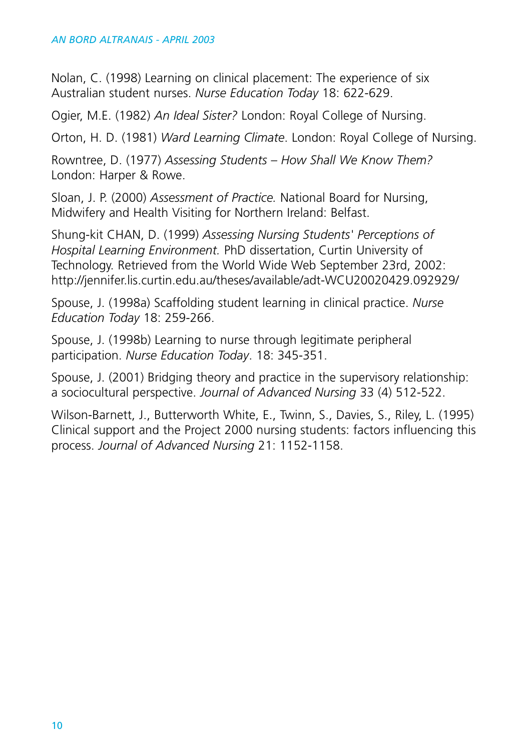Nolan, C. (1998) Learning on clinical placement: The experience of six Australian student nurses. *Nurse Education Today* 18: 622-629.

Ogier, M.E. (1982) *An Ideal Sister?* London: Royal College of Nursing.

Orton, H. D. (1981) *Ward Learning Climate*. London: Royal College of Nursing.

Rowntree, D. (1977) *Assessing Students – How Shall We Know Them?* London: Harper & Rowe.

Sloan, J. P. (2000) *Assessment of Practice.* National Board for Nursing, Midwifery and Health Visiting for Northern Ireland: Belfast.

Shung-kit CHAN, D. (1999) *Assessing Nursing Students' Perceptions of Hospital Learning Environment.* PhD dissertation, Curtin University of Technology. Retrieved from the World Wide Web September 23rd, 2002: http://jennifer.lis.curtin.edu.au/theses/available/adt-WCU20020429.092929/

Spouse, J. (1998a) Scaffolding student learning in clinical practice. *Nurse Education Today* 18: 259-266.

Spouse, J. (1998b) Learning to nurse through legitimate peripheral participation. *Nurse Education Today*. 18: 345-351.

Spouse, J. (2001) Bridging theory and practice in the supervisory relationship: a sociocultural perspective. *Journal of Advanced Nursing* 33 (4) 512-522.

Wilson-Barnett, J., Butterworth White, E., Twinn, S., Davies, S., Riley, L. (1995) Clinical support and the Project 2000 nursing students: factors influencing this process. *Journal of Advanced Nursing* 21: 1152-1158.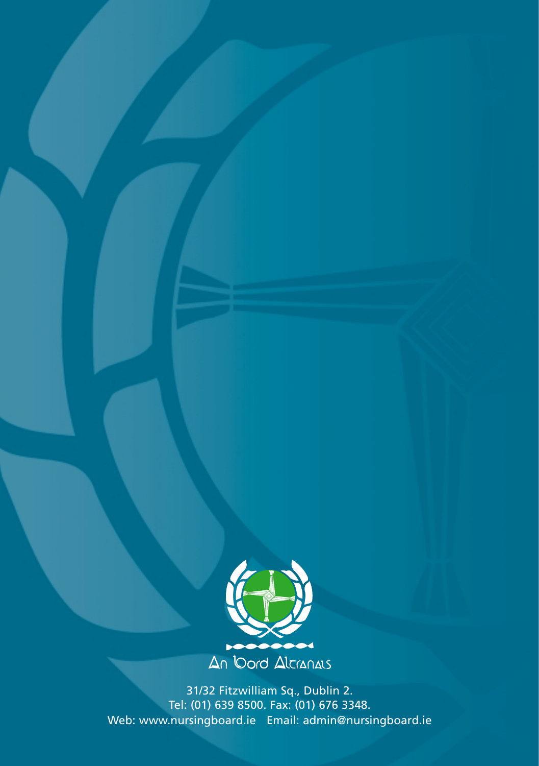An Bord Altranais

31/32 Fitzwilliam Sq., Dublin 2.
Tel: (01) 639 8500. Fax: (01) 676 3348.
Web: www.nursingboard.ie Email: admin@nursingboard.ie